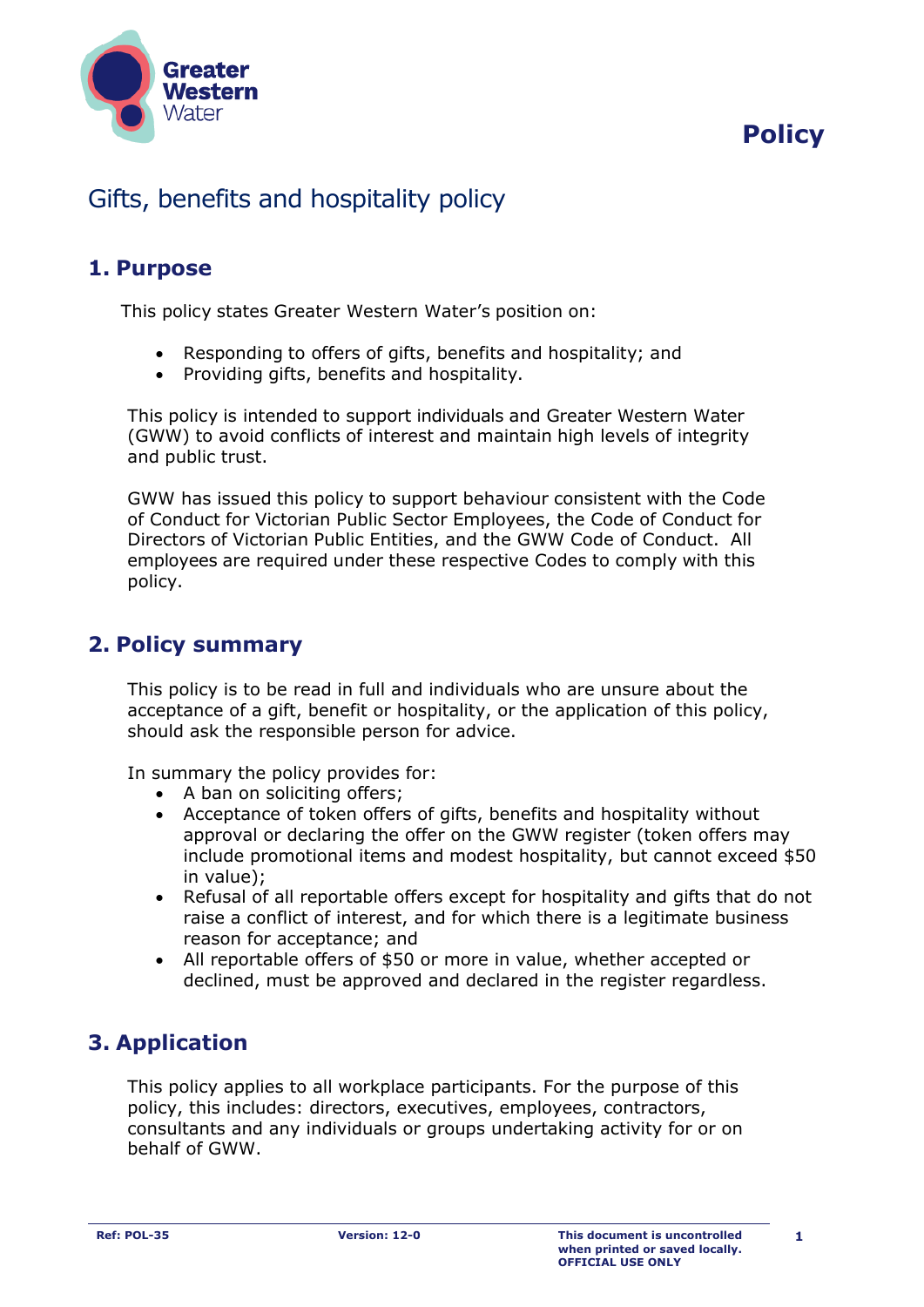Policy

# Gifts, benefits and hospitality policy

## 1. Purpose

This policy states Greater Western Water's position on:

- Responding to offers of gifts, benefits and hospitality; and
- Providing gifts, benefits and hospitality.

This policy is intended to support individuals and Greater Western Water (GWW) to avoid conflicts of interest and maintain high levels of integrity and public trust.

GWW has issued this policy to support behaviour consistent with the Code of Conduct for Victorian Public Sector Employees, the Code of Conduct for Directors of Victorian Public Entities, and the GWW Code of Conduct. All employees are required under these respective Codes to comply with this policy.

## 2. Policy summary

This policy is to be read in full and individuals who are unsure about the acceptance of a gift, benefit or hospitality, or the application of this policy, should ask the responsible person for advice.

In summary the policy provides for:

- A ban on soliciting offers;
- Acceptance of token offers of gifts, benefits and hospitality without approval or declaring the offer on the GWW register (token offers may include promotional items and modest hospitality, but cannot exceed $50 in value);
- Refusal of all reportable offers except for hospitality and gifts that do not raise a conflict of interest, and for which there is a legitimate business reason for acceptance; and
- All reportable offers of $50 or more in value, whether accepted or declined, must be approved and declared in the register regardless.

## 3. Application

This policy applies to all workplace participants. For the purpose of this policy, this includes: directors, executives, employees, contractors, consultants and any individuals or groups undertaking activity for or on behalf of GWW.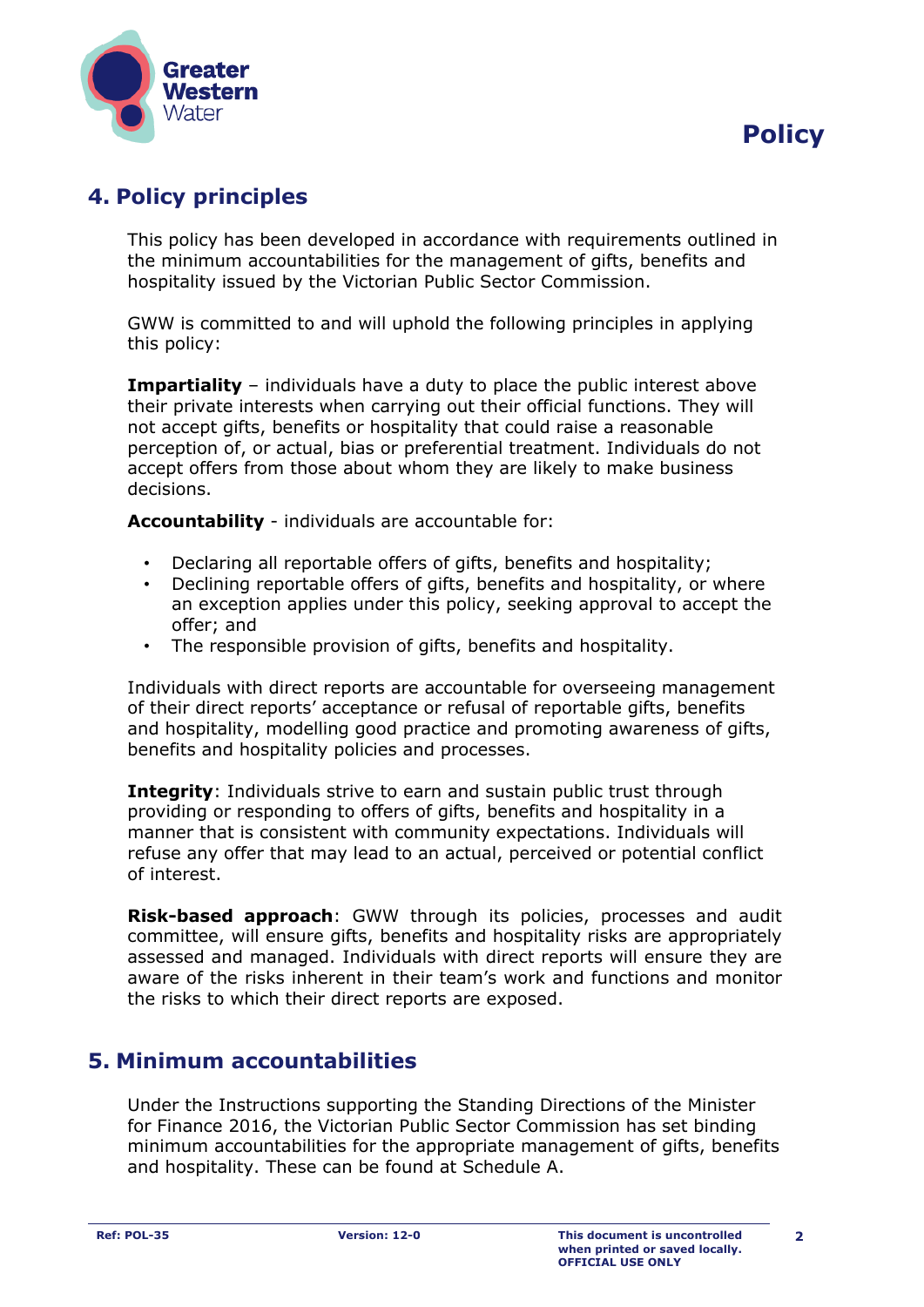## 4. Policy principles

This policy has been developed in accordance with requirements outlined in the minimum accountabilities for the management of gifts, benefits and hospitality issued by the Victorian Public Sector Commission.

GWW is committed to and will uphold the following principles in applying this policy:

**Impartiality** – individuals have a duty to place the public interest above their private interests when carrying out their official functions. They will not accept gifts, benefits or hospitality that could raise a reasonable perception of, or actual, bias or preferential treatment. Individuals do not accept offers from those about whom they are likely to make business decisions.

**Accountability** - individuals are accountable for:

- Declaring all reportable offers of gifts, benefits and hospitality;
- Declining reportable offers of gifts, benefits and hospitality, or where an exception applies under this policy, seeking approval to accept the offer; and
- The responsible provision of gifts, benefits and hospitality.

Individuals with direct reports are accountable for overseeing management of their direct reports' acceptance or refusal of reportable gifts, benefits and hospitality, modelling good practice and promoting awareness of gifts, benefits and hospitality policies and processes.

**Integrity**: Individuals strive to earn and sustain public trust through providing or responding to offers of gifts, benefits and hospitality in a manner that is consistent with community expectations. Individuals will refuse any offer that may lead to an actual, perceived or potential conflict of interest.

**Risk-based approach**: GWW through its policies, processes and audit committee, will ensure gifts, benefits and hospitality risks are appropriately assessed and managed. Individuals with direct reports will ensure they are aware of the risks inherent in their team's work and functions and monitor the risks to which their direct reports are exposed.

## 5. Minimum accountabilities

Under the Instructions supporting the Standing Directions of the Minister for Finance 2016, the Victorian Public Sector Commission has set binding minimum accountabilities for the appropriate management of gifts, benefits and hospitality. These can be found at Schedule A.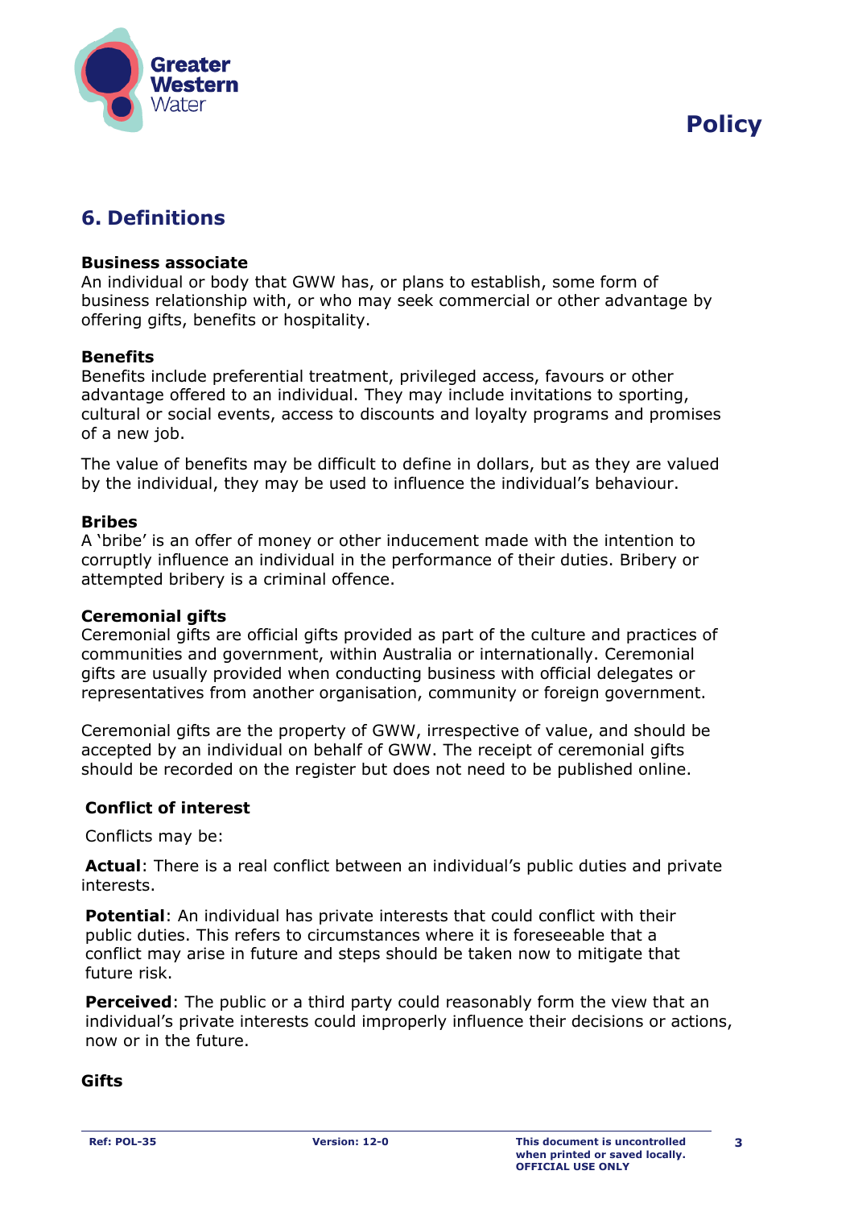## 6. Definitions

**Business associate**
An individual or body that GWW has, or plans to establish, some form of business relationship with, or who may seek commercial or other advantage by offering gifts, benefits or hospitality.

**Benefits**
Benefits include preferential treatment, privileged access, favours or other advantage offered to an individual. They may include invitations to sporting, cultural or social events, access to discounts and loyalty programs and promises of a new job.

The value of benefits may be difficult to define in dollars, but as they are valued by the individual, they may be used to influence the individual's behaviour.

**Bribes**
A 'bribe' is an offer of money or other inducement made with the intention to corruptly influence an individual in the performance of their duties. Bribery or attempted bribery is a criminal offence.

**Ceremonial gifts**
Ceremonial gifts are official gifts provided as part of the culture and practices of communities and government, within Australia or internationally. Ceremonial gifts are usually provided when conducting business with official delegates or representatives from another organisation, community or foreign government.

Ceremonial gifts are the property of GWW, irrespective of value, and should be accepted by an individual on behalf of GWW. The receipt of ceremonial gifts should be recorded on the register but does not need to be published online.

**Conflict of interest**

Conflicts may be:

**Actual**: There is a real conflict between an individual's public duties and private interests.

**Potential**: An individual has private interests that could conflict with their public duties. This refers to circumstances where it is foreseeable that a conflict may arise in future and steps should be taken now to mitigate that future risk.

**Perceived**: The public or a third party could reasonably form the view that an individual's private interests could improperly influence their decisions or actions, now or in the future.

**Gifts**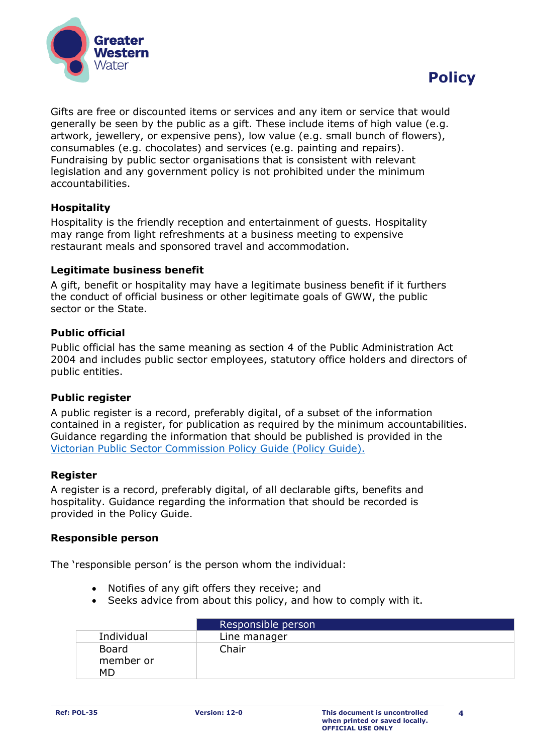Gifts are free or discounted items or services and any item or service that would generally be seen by the public as a gift. These include items of high value (e.g. artwork, jewellery, or expensive pens), low value (e.g. small bunch of flowers), consumables (e.g. chocolates) and services (e.g. painting and repairs). Fundraising by public sector organisations that is consistent with relevant legislation and any government policy is not prohibited under the minimum accountabilities.

**Hospitality**

Hospitality is the friendly reception and entertainment of guests. Hospitality may range from light refreshments at a business meeting to expensive restaurant meals and sponsored travel and accommodation.

**Legitimate business benefit**

A gift, benefit or hospitality may have a legitimate business benefit if it furthers the conduct of official business or other legitimate goals of GWW, the public sector or the State.

**Public official**

Public official has the same meaning as section 4 of the Public Administration Act 2004 and includes public sector employees, statutory office holders and directors of public entities.

**Public register**

A public register is a record, preferably digital, of a subset of the information contained in a register, for publication as required by the minimum accountabilities. Guidance regarding the information that should be published is provided in the Victorian Public Sector Commission Policy Guide (Policy Guide).

**Register**

A register is a record, preferably digital, of all declarable gifts, benefits and hospitality. Guidance regarding the information that should be recorded is provided in the Policy Guide.

**Responsible person**

The 'responsible person' is the person whom the individual:

- Notifies of any gift offers they receive; and
- Seeks advice from about this policy, and how to comply with it.

| | Responsible person |
|---|---|
| Individual | Line manager |
| Board member or MD | Chair |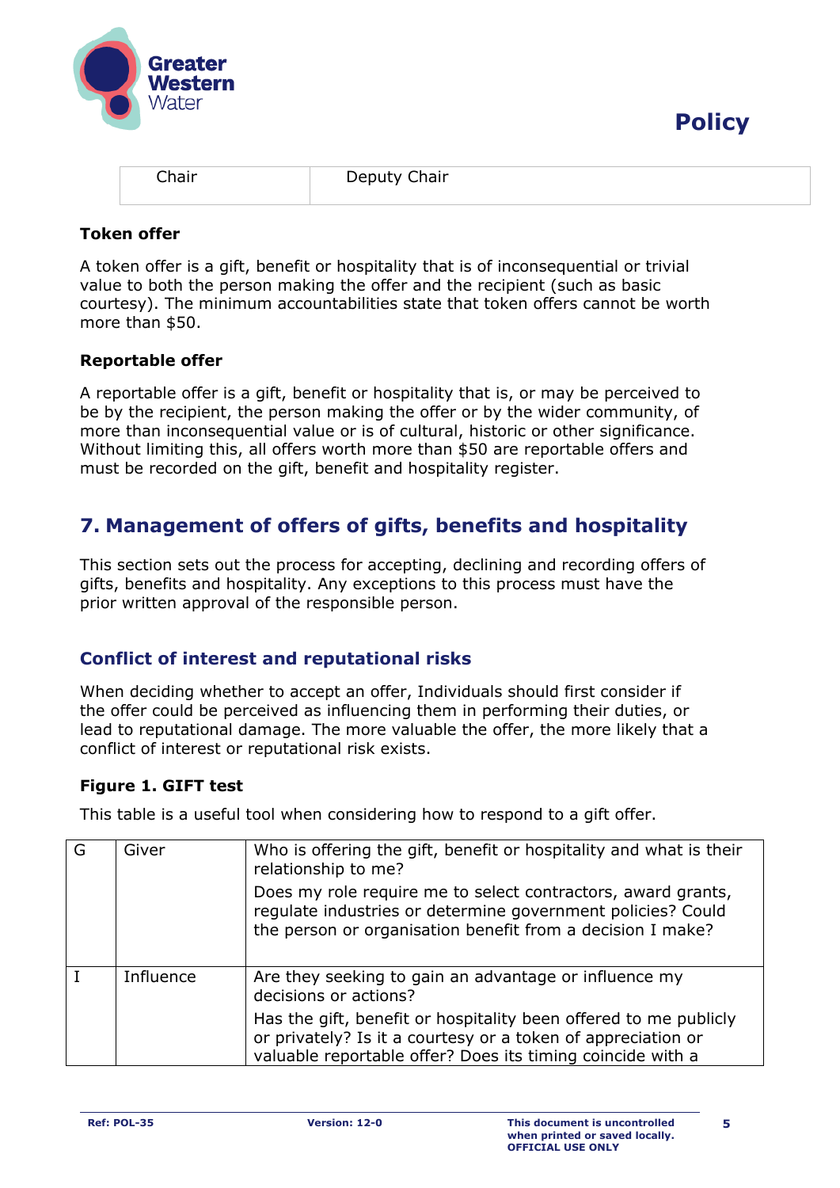| Chair | Deputy Chair |
|---|---|

**Token offer**

A token offer is a gift, benefit or hospitality that is of inconsequential or trivial value to both the person making the offer and the recipient (such as basic courtesy). The minimum accountabilities state that token offers cannot be worth more than $50.

**Reportable offer**

A reportable offer is a gift, benefit or hospitality that is, or may be perceived to be by the recipient, the person making the offer or by the wider community, of more than inconsequential value or is of cultural, historic or other significance. Without limiting this, all offers worth more than $50 are reportable offers and must be recorded on the gift, benefit and hospitality register.

## 7. Management of offers of gifts, benefits and hospitality

This section sets out the process for accepting, declining and recording offers of gifts, benefits and hospitality. Any exceptions to this process must have the prior written approval of the responsible person.

### Conflict of interest and reputational risks

When deciding whether to accept an offer, Individuals should first consider if the offer could be perceived as influencing them in performing their duties, or lead to reputational damage. The more valuable the offer, the more likely that a conflict of interest or reputational risk exists.

**Figure 1. GIFT test**

This table is a useful tool when considering how to respond to a gift offer.

| | | |
|---|---|---|
| G | Giver | Who is offering the gift, benefit or hospitality and what is their relationship to me?<br><br>Does my role require me to select contractors, award grants, regulate industries or determine government policies? Could the person or organisation benefit from a decision I make? |
| I | Influence | Are they seeking to gain an advantage or influence my decisions or actions?<br><br>Has the gift, benefit or hospitality been offered to me publicly or privately? Is it a courtesy or a token of appreciation or valuable reportable offer? Does its timing coincide with a |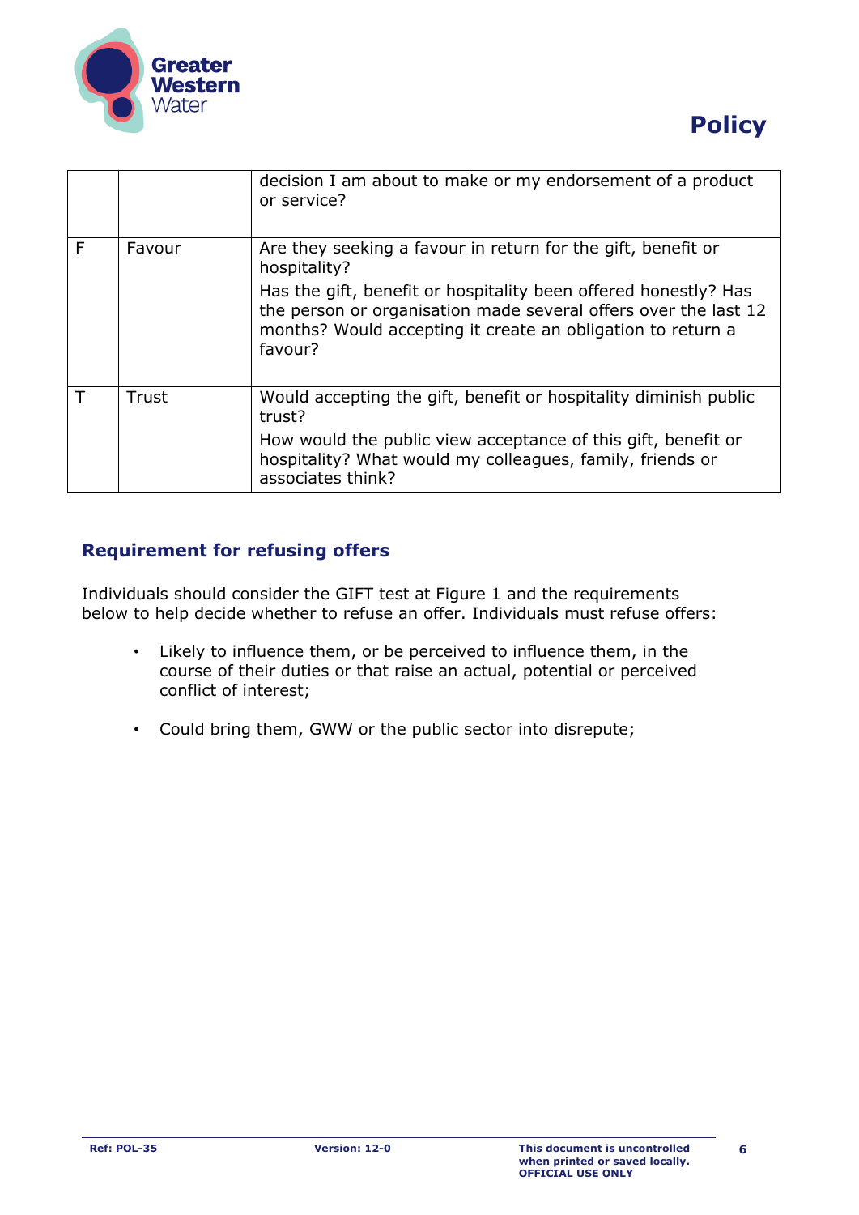| | | |
|---|---|---|
| | | decision I am about to make or my endorsement of a product or service? |
| F | Favour | Are they seeking a favour in return for the gift, benefit or hospitality? Has the gift, benefit or hospitality been offered honestly? Has the person or organisation made several offers over the last 12 months? Would accepting it create an obligation to return a favour? |
| T | Trust | Would accepting the gift, benefit or hospitality diminish public trust? How would the public view acceptance of this gift, benefit or hospitality? What would my colleagues, family, friends or associates think? |

### Requirement for refusing offers

Individuals should consider the GIFT test at Figure 1 and the requirements below to help decide whether to refuse an offer. Individuals must refuse offers:

- Likely to influence them, or be perceived to influence them, in the course of their duties or that raise an actual, potential or perceived conflict of interest;
- Could bring them, GWW or the public sector into disrepute;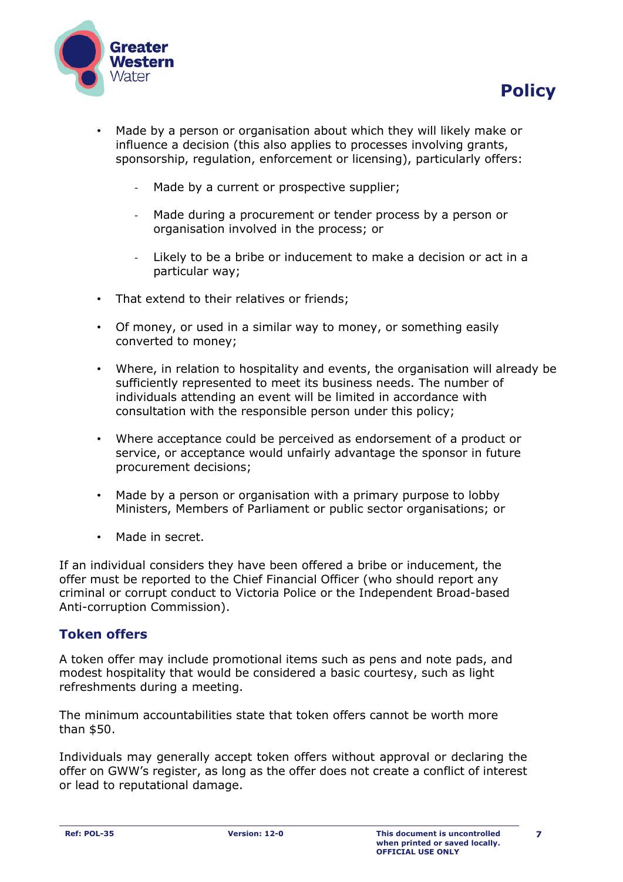- Made by a person or organisation about which they will likely make or influence a decision (this also applies to processes involving grants, sponsorship, regulation, enforcement or licensing), particularly offers:
    - Made by a current or prospective supplier;
    - Made during a procurement or tender process by a person or organisation involved in the process; or
    - Likely to be a bribe or inducement to make a decision or act in a particular way;
- That extend to their relatives or friends;
- Of money, or used in a similar way to money, or something easily converted to money;
- Where, in relation to hospitality and events, the organisation will already be sufficiently represented to meet its business needs. The number of individuals attending an event will be limited in accordance with consultation with the responsible person under this policy;
- Where acceptance could be perceived as endorsement of a product or service, or acceptance would unfairly advantage the sponsor in future procurement decisions;
- Made by a person or organisation with a primary purpose to lobby Ministers, Members of Parliament or public sector organisations; or
- Made in secret.

If an individual considers they have been offered a bribe or inducement, the offer must be reported to the Chief Financial Officer (who should report any criminal or corrupt conduct to Victoria Police or the Independent Broad-based Anti-corruption Commission).

## Token offers

A token offer may include promotional items such as pens and note pads, and modest hospitality that would be considered a basic courtesy, such as light refreshments during a meeting.

The minimum accountabilities state that token offers cannot be worth more than $50.

Individuals may generally accept token offers without approval or declaring the offer on GWW's register, as long as the offer does not create a conflict of interest or lead to reputational damage.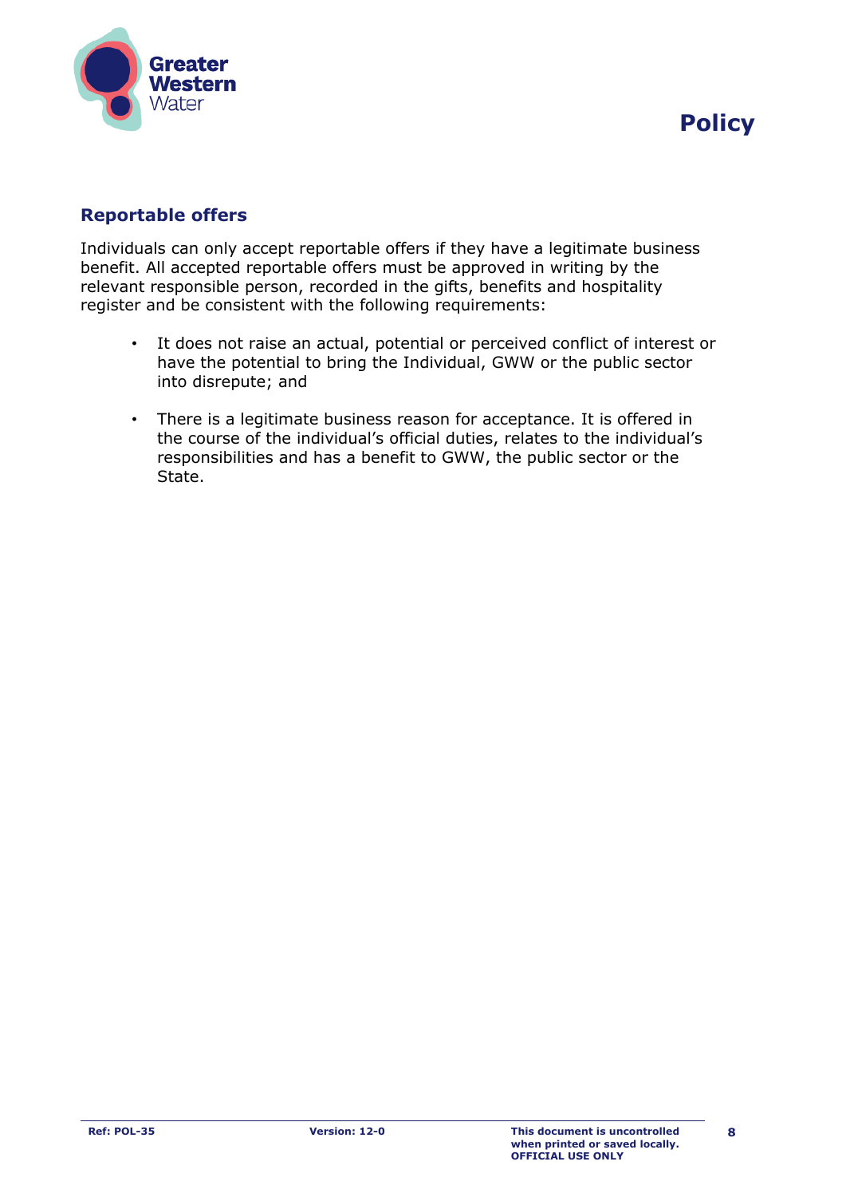## Reportable offers

Individuals can only accept reportable offers if they have a legitimate business benefit. All accepted reportable offers must be approved in writing by the relevant responsible person, recorded in the gifts, benefits and hospitality register and be consistent with the following requirements:

- It does not raise an actual, potential or perceived conflict of interest or have the potential to bring the Individual, GWW or the public sector into disrepute; and
- There is a legitimate business reason for acceptance. It is offered in the course of the individual's official duties, relates to the individual's responsibilities and has a benefit to GWW, the public sector or the State.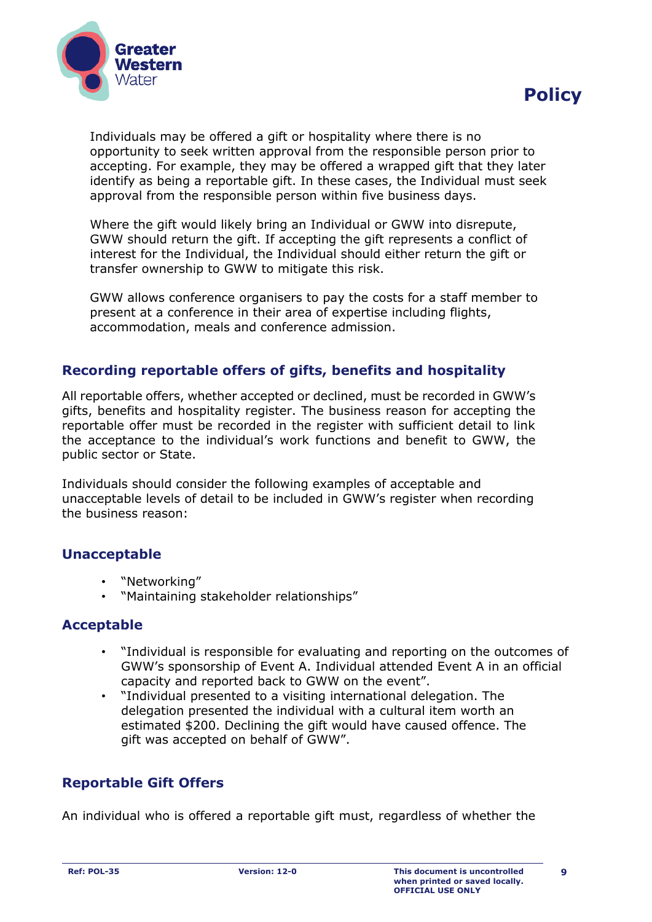Individuals may be offered a gift or hospitality where there is no opportunity to seek written approval from the responsible person prior to accepting. For example, they may be offered a wrapped gift that they later identify as being a reportable gift. In these cases, the Individual must seek approval from the responsible person within five business days.

Where the gift would likely bring an Individual or GWW into disrepute, GWW should return the gift. If accepting the gift represents a conflict of interest for the Individual, the Individual should either return the gift or transfer ownership to GWW to mitigate this risk.

GWW allows conference organisers to pay the costs for a staff member to present at a conference in their area of expertise including flights, accommodation, meals and conference admission.

## Recording reportable offers of gifts, benefits and hospitality

All reportable offers, whether accepted or declined, must be recorded in GWW's gifts, benefits and hospitality register. The business reason for accepting the reportable offer must be recorded in the register with sufficient detail to link the acceptance to the individual's work functions and benefit to GWW, the public sector or State.

Individuals should consider the following examples of acceptable and unacceptable levels of detail to be included in GWW's register when recording the business reason:

### Unacceptable

- "Networking"
- "Maintaining stakeholder relationships"

### Acceptable

- "Individual is responsible for evaluating and reporting on the outcomes of GWW's sponsorship of Event A. Individual attended Event A in an official capacity and reported back to GWW on the event".
- "Individual presented to a visiting international delegation. The delegation presented the individual with a cultural item worth an estimated $200. Declining the gift would have caused offence. The gift was accepted on behalf of GWW".

## Reportable Gift Offers

An individual who is offered a reportable gift must, regardless of whether the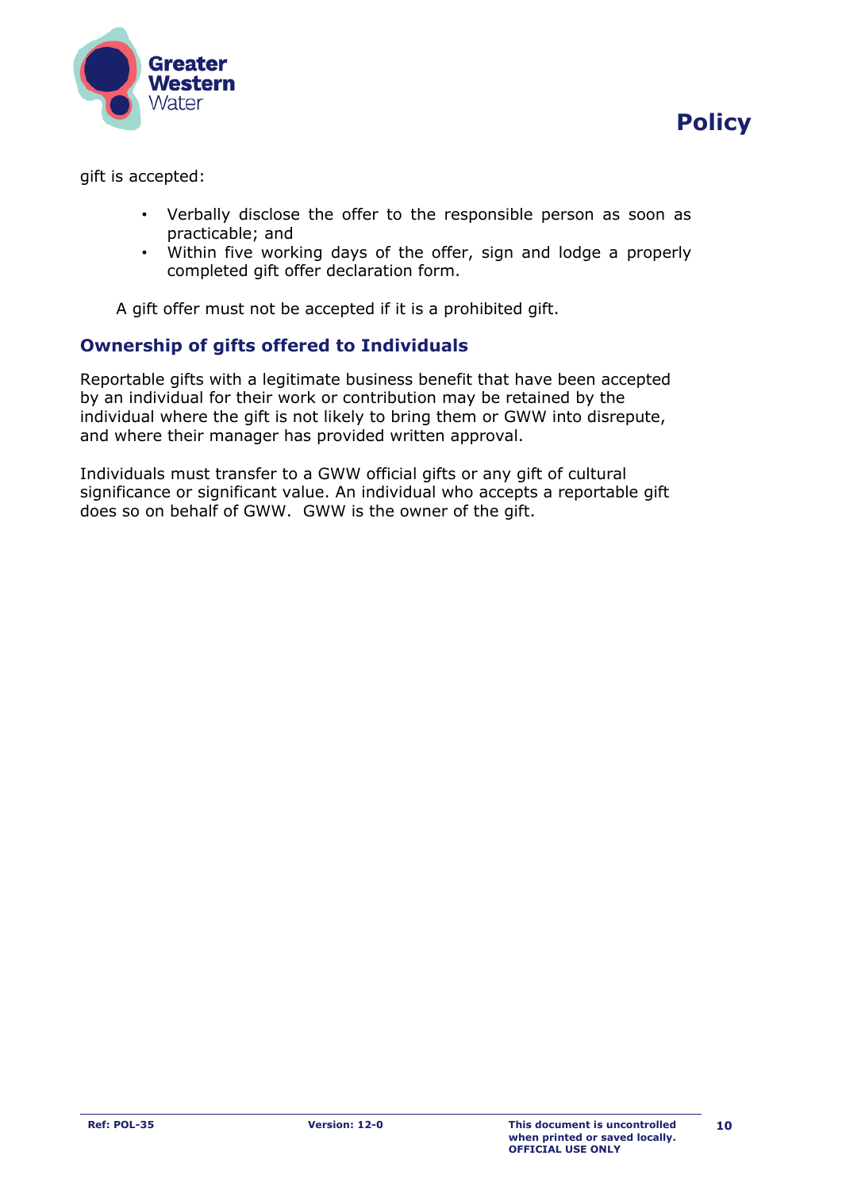gift is accepted:

- Verbally disclose the offer to the responsible person as soon as practicable; and
- Within five working days of the offer, sign and lodge a properly completed gift offer declaration form.

A gift offer must not be accepted if it is a prohibited gift.

## Ownership of gifts offered to Individuals

Reportable gifts with a legitimate business benefit that have been accepted by an individual for their work or contribution may be retained by the individual where the gift is not likely to bring them or GWW into disrepute, and where their manager has provided written approval.

Individuals must transfer to a GWW official gifts or any gift of cultural significance or significant value. An individual who accepts a reportable gift does so on behalf of GWW. GWW is the owner of the gift.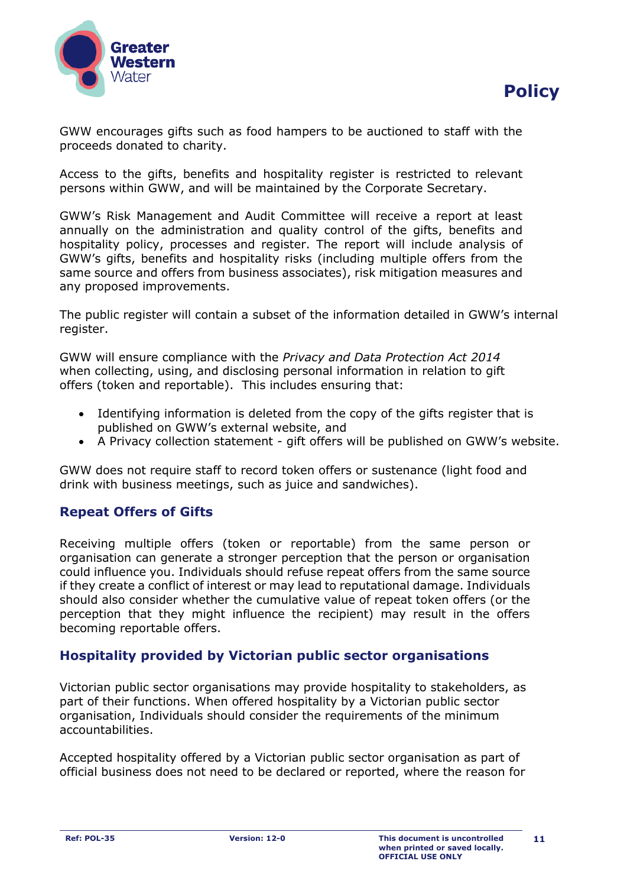GWW encourages gifts such as food hampers to be auctioned to staff with the proceeds donated to charity.

Access to the gifts, benefits and hospitality register is restricted to relevant persons within GWW, and will be maintained by the Corporate Secretary.

GWW's Risk Management and Audit Committee will receive a report at least annually on the administration and quality control of the gifts, benefits and hospitality policy, processes and register. The report will include analysis of GWW's gifts, benefits and hospitality risks (including multiple offers from the same source and offers from business associates), risk mitigation measures and any proposed improvements.

The public register will contain a subset of the information detailed in GWW's internal register.

GWW will ensure compliance with the *Privacy and Data Protection Act 2014* when collecting, using, and disclosing personal information in relation to gift offers (token and reportable). This includes ensuring that:

- Identifying information is deleted from the copy of the gifts register that is published on GWW's external website, and
- A Privacy collection statement - gift offers will be published on GWW's website.

GWW does not require staff to record token offers or sustenance (light food and drink with business meetings, such as juice and sandwiches).

### Repeat Offers of Gifts

Receiving multiple offers (token or reportable) from the same person or organisation can generate a stronger perception that the person or organisation could influence you. Individuals should refuse repeat offers from the same source if they create a conflict of interest or may lead to reputational damage. Individuals should also consider whether the cumulative value of repeat token offers (or the perception that they might influence the recipient) may result in the offers becoming reportable offers.

### Hospitality provided by Victorian public sector organisations

Victorian public sector organisations may provide hospitality to stakeholders, as part of their functions. When offered hospitality by a Victorian public sector organisation, Individuals should consider the requirements of the minimum accountabilities.

Accepted hospitality offered by a Victorian public sector organisation as part of official business does not need to be declared or reported, where the reason for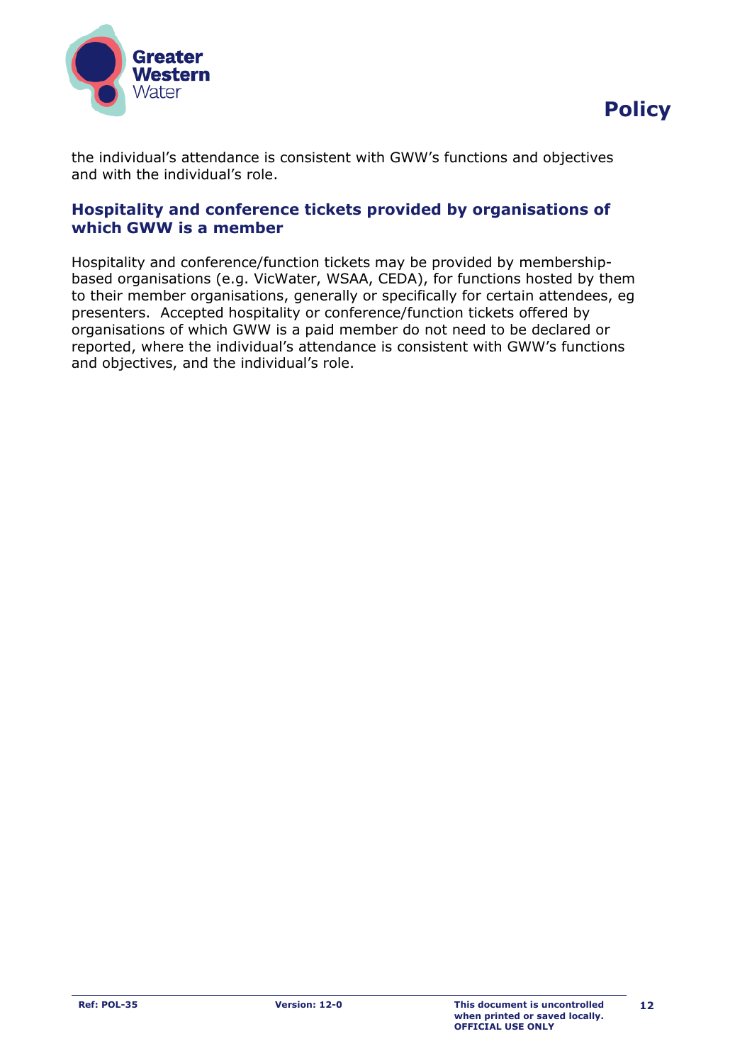the individual's attendance is consistent with GWW's functions and objectives and with the individual's role.

### Hospitality and conference tickets provided by organisations of which GWW is a member

Hospitality and conference/function tickets may be provided by membership-based organisations (e.g. VicWater, WSAA, CEDA), for functions hosted by them to their member organisations, generally or specifically for certain attendees, eg presenters. Accepted hospitality or conference/function tickets offered by organisations of which GWW is a paid member do not need to be declared or reported, where the individual's attendance is consistent with GWW's functions and objectives, and the individual's role.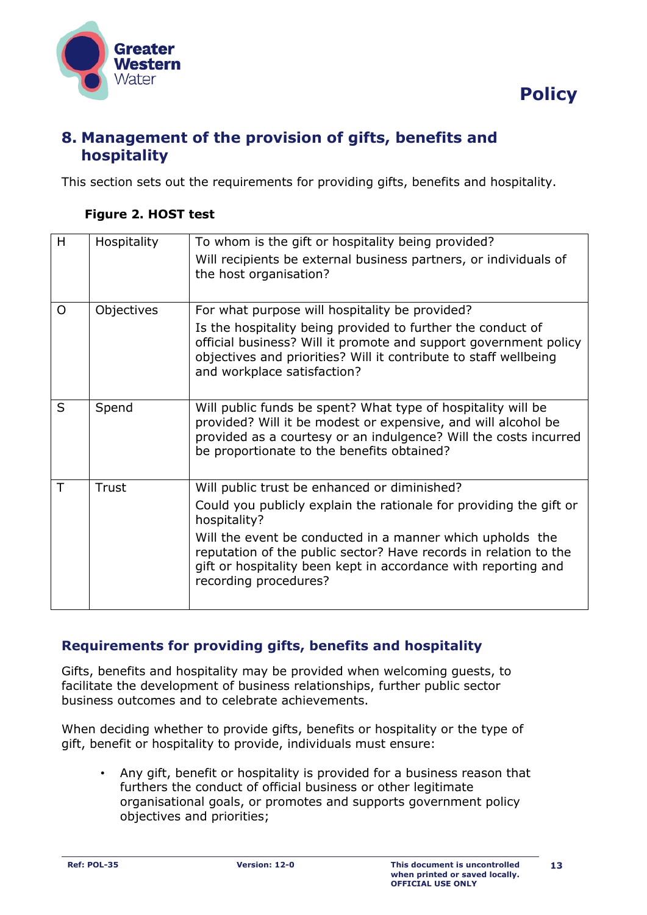## 8. Management of the provision of gifts, benefits and hospitality

This section sets out the requirements for providing gifts, benefits and hospitality.

**Figure 2. HOST test**

| | | |
|---|---|---|
| H | Hospitality | To whom is the gift or hospitality being provided?<br>Will recipients be external business partners, or individuals of the host organisation? |
| O | Objectives | For what purpose will hospitality be provided?<br>Is the hospitality being provided to further the conduct of official business? Will it promote and support government policy objectives and priorities? Will it contribute to staff wellbeing and workplace satisfaction? |
| S | Spend | Will public funds be spent? What type of hospitality will be provided? Will it be modest or expensive, and will alcohol be provided as a courtesy or an indulgence? Will the costs incurred be proportionate to the benefits obtained? |
| T | Trust | Will public trust be enhanced or diminished?<br>Could you publicly explain the rationale for providing the gift or hospitality?<br>Will the event be conducted in a manner which upholds the reputation of the public sector? Have records in relation to the gift or hospitality been kept in accordance with reporting and recording procedures? |

### Requirements for providing gifts, benefits and hospitality

Gifts, benefits and hospitality may be provided when welcoming guests, to facilitate the development of business relationships, further public sector business outcomes and to celebrate achievements.

When deciding whether to provide gifts, benefits or hospitality or the type of gift, benefit or hospitality to provide, individuals must ensure:

- Any gift, benefit or hospitality is provided for a business reason that furthers the conduct of official business or other legitimate organisational goals, or promotes and supports government policy objectives and priorities;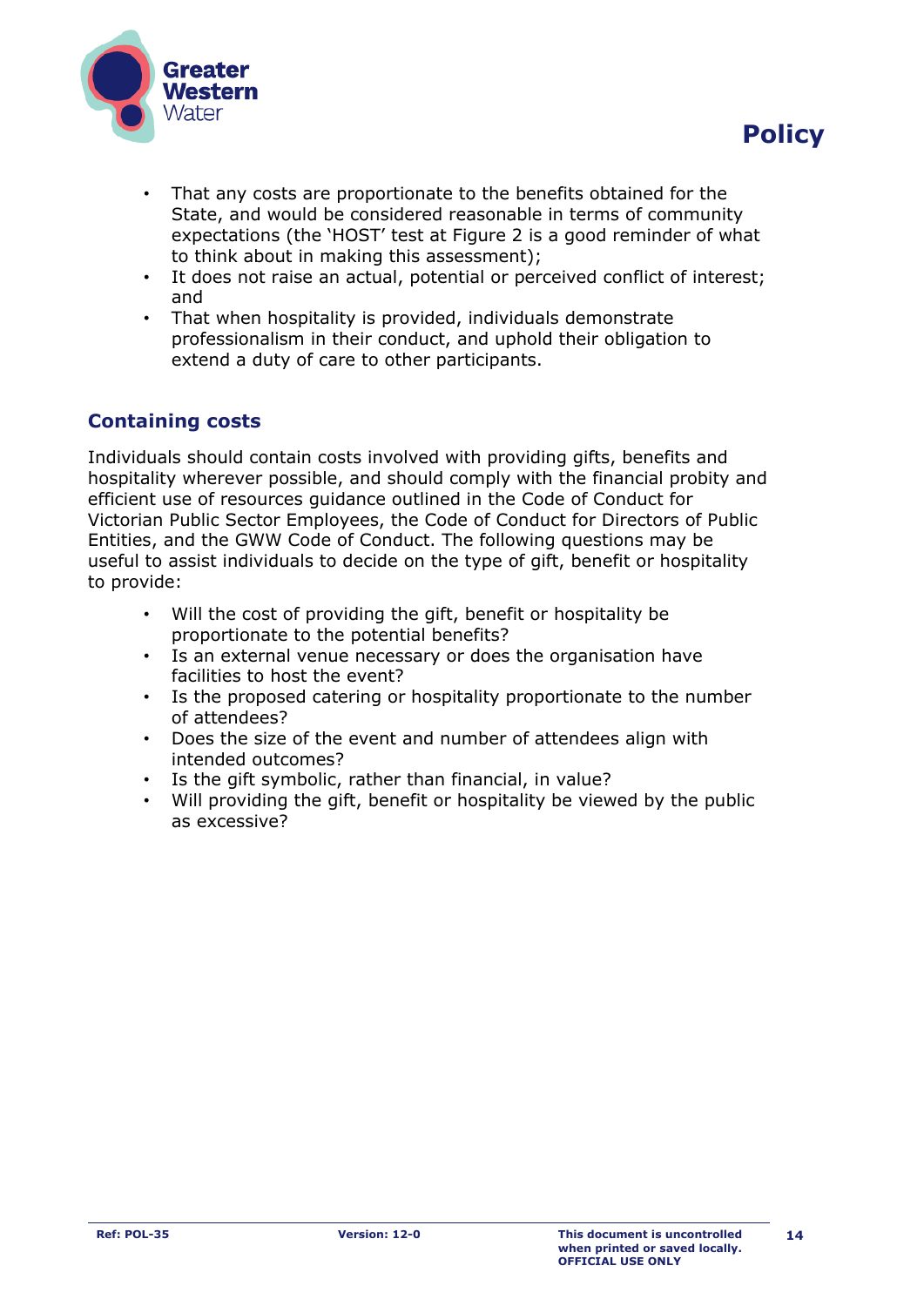- That any costs are proportionate to the benefits obtained for the State, and would be considered reasonable in terms of community expectations (the 'HOST' test at Figure 2 is a good reminder of what to think about in making this assessment);
- It does not raise an actual, potential or perceived conflict of interest; and
- That when hospitality is provided, individuals demonstrate professionalism in their conduct, and uphold their obligation to extend a duty of care to other participants.

## Containing costs

Individuals should contain costs involved with providing gifts, benefits and hospitality wherever possible, and should comply with the financial probity and efficient use of resources guidance outlined in the Code of Conduct for Victorian Public Sector Employees, the Code of Conduct for Directors of Public Entities, and the GWW Code of Conduct. The following questions may be useful to assist individuals to decide on the type of gift, benefit or hospitality to provide:

- Will the cost of providing the gift, benefit or hospitality be proportionate to the potential benefits?
- Is an external venue necessary or does the organisation have facilities to host the event?
- Is the proposed catering or hospitality proportionate to the number of attendees?
- Does the size of the event and number of attendees align with intended outcomes?
- Is the gift symbolic, rather than financial, in value?
- Will providing the gift, benefit or hospitality be viewed by the public as excessive?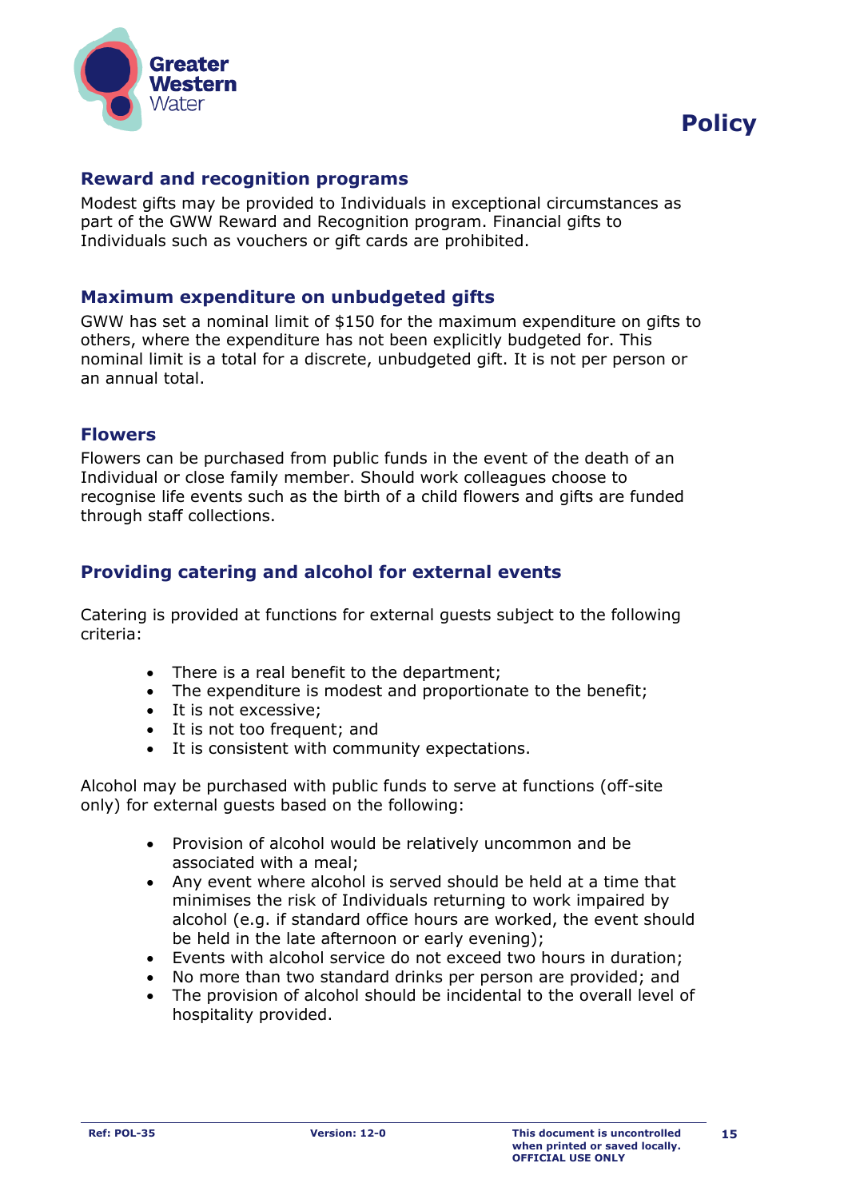## Reward and recognition programs

Modest gifts may be provided to Individuals in exceptional circumstances as part of the GWW Reward and Recognition program. Financial gifts to Individuals such as vouchers or gift cards are prohibited.

## Maximum expenditure on unbudgeted gifts

GWW has set a nominal limit of $150 for the maximum expenditure on gifts to others, where the expenditure has not been explicitly budgeted for. This nominal limit is a total for a discrete, unbudgeted gift. It is not per person or an annual total.

## Flowers

Flowers can be purchased from public funds in the event of the death of an Individual or close family member. Should work colleagues choose to recognise life events such as the birth of a child flowers and gifts are funded through staff collections.

## Providing catering and alcohol for external events

Catering is provided at functions for external guests subject to the following criteria:

- There is a real benefit to the department;
- The expenditure is modest and proportionate to the benefit;
- It is not excessive;
- It is not too frequent; and
- It is consistent with community expectations.

Alcohol may be purchased with public funds to serve at functions (off-site only) for external guests based on the following:

- Provision of alcohol would be relatively uncommon and be associated with a meal;
- Any event where alcohol is served should be held at a time that minimises the risk of Individuals returning to work impaired by alcohol (e.g. if standard office hours are worked, the event should be held in the late afternoon or early evening);
- Events with alcohol service do not exceed two hours in duration;
- No more than two standard drinks per person are provided; and
- The provision of alcohol should be incidental to the overall level of hospitality provided.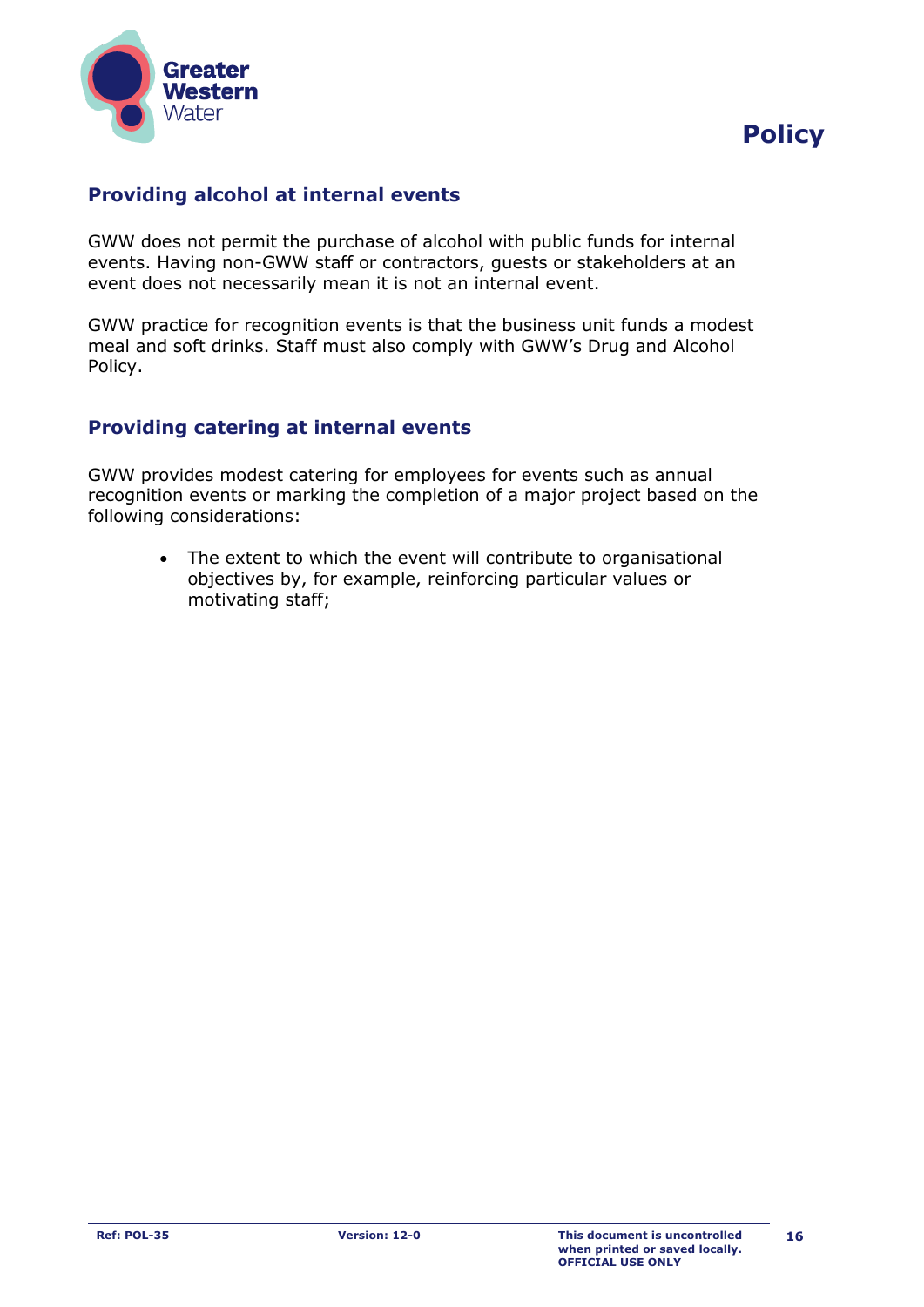## Providing alcohol at internal events

GWW does not permit the purchase of alcohol with public funds for internal events. Having non-GWW staff or contractors, guests or stakeholders at an event does not necessarily mean it is not an internal event.

GWW practice for recognition events is that the business unit funds a modest meal and soft drinks. Staff must also comply with GWW's Drug and Alcohol Policy.

## Providing catering at internal events

GWW provides modest catering for employees for events such as annual recognition events or marking the completion of a major project based on the following considerations:

- The extent to which the event will contribute to organisational objectives by, for example, reinforcing particular values or motivating staff;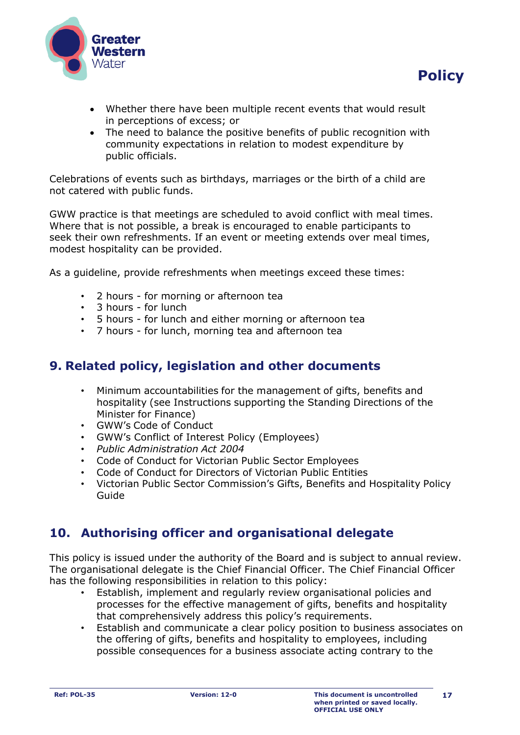- Whether there have been multiple recent events that would result in perceptions of excess; or
- The need to balance the positive benefits of public recognition with community expectations in relation to modest expenditure by public officials.

Celebrations of events such as birthdays, marriages or the birth of a child are not catered with public funds.

GWW practice is that meetings are scheduled to avoid conflict with meal times. Where that is not possible, a break is encouraged to enable participants to seek their own refreshments. If an event or meeting extends over meal times, modest hospitality can be provided.

As a guideline, provide refreshments when meetings exceed these times:

- 2 hours - for morning or afternoon tea
- 3 hours - for lunch
- 5 hours - for lunch and either morning or afternoon tea
- 7 hours - for lunch, morning tea and afternoon tea

## 9. Related policy, legislation and other documents

- Minimum accountabilities for the management of gifts, benefits and hospitality (see Instructions supporting the Standing Directions of the Minister for Finance)
- GWW's Code of Conduct
- GWW's Conflict of Interest Policy (Employees)
- *Public Administration Act 2004*
- Code of Conduct for Victorian Public Sector Employees
- Code of Conduct for Directors of Victorian Public Entities
- Victorian Public Sector Commission's Gifts, Benefits and Hospitality Policy Guide

## 10. Authorising officer and organisational delegate

This policy is issued under the authority of the Board and is subject to annual review. The organisational delegate is the Chief Financial Officer. The Chief Financial Officer has the following responsibilities in relation to this policy:

- Establish, implement and regularly review organisational policies and processes for the effective management of gifts, benefits and hospitality that comprehensively address this policy's requirements.
- Establish and communicate a clear policy position to business associates on the offering of gifts, benefits and hospitality to employees, including possible consequences for a business associate acting contrary to the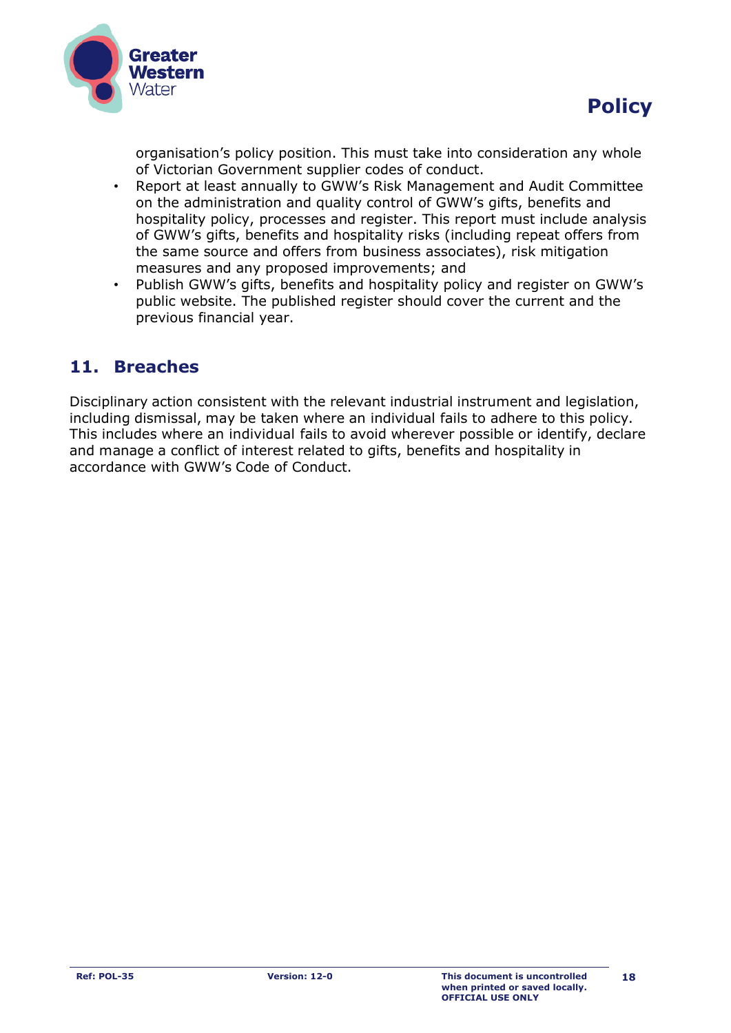organisation's policy position. This must take into consideration any whole of Victorian Government supplier codes of conduct.

- Report at least annually to GWW's Risk Management and Audit Committee on the administration and quality control of GWW's gifts, benefits and hospitality policy, processes and register. This report must include analysis of GWW's gifts, benefits and hospitality risks (including repeat offers from the same source and offers from business associates), risk mitigation measures and any proposed improvements; and
- Publish GWW's gifts, benefits and hospitality policy and register on GWW's public website. The published register should cover the current and the previous financial year.

## 11. Breaches

Disciplinary action consistent with the relevant industrial instrument and legislation, including dismissal, may be taken where an individual fails to adhere to this policy. This includes where an individual fails to avoid wherever possible or identify, declare and manage a conflict of interest related to gifts, benefits and hospitality in accordance with GWW's Code of Conduct.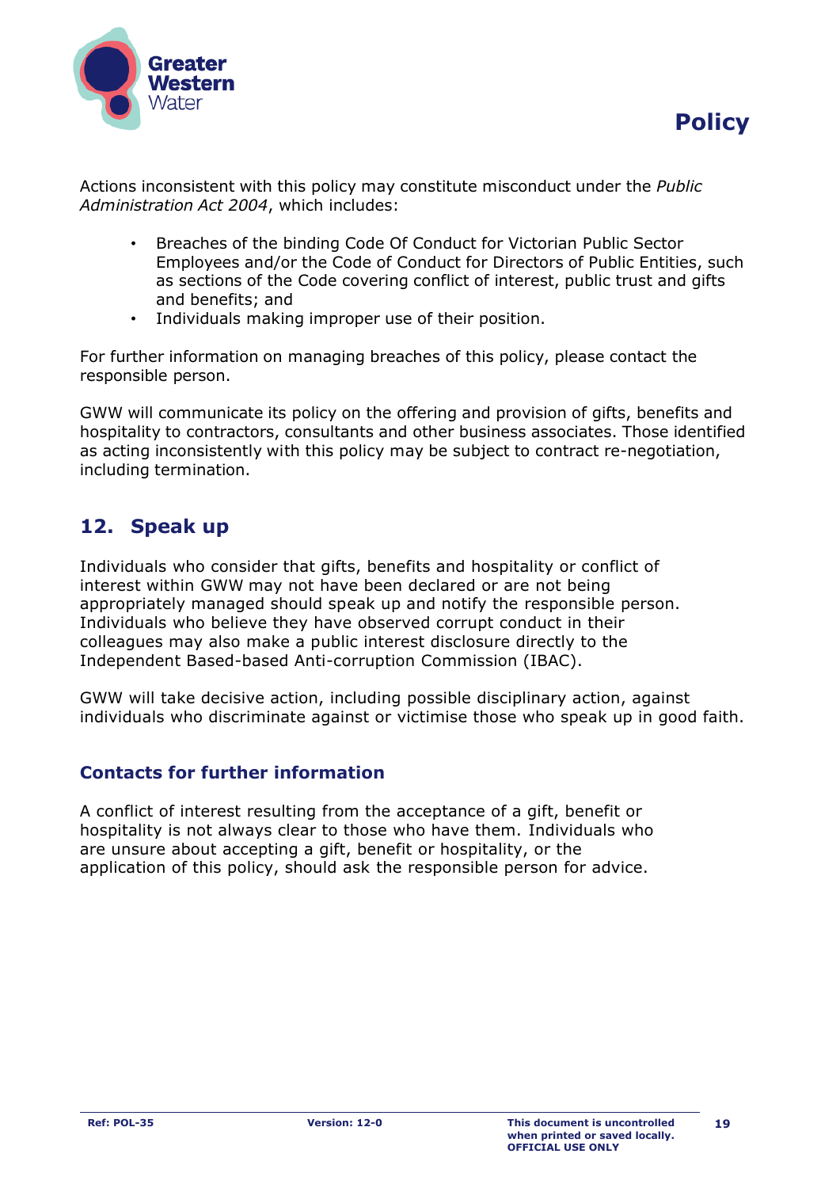Actions inconsistent with this policy may constitute misconduct under the *Public Administration Act 2004*, which includes:

- Breaches of the binding Code Of Conduct for Victorian Public Sector Employees and/or the Code of Conduct for Directors of Public Entities, such as sections of the Code covering conflict of interest, public trust and gifts and benefits; and
- Individuals making improper use of their position.

For further information on managing breaches of this policy, please contact the responsible person.

GWW will communicate its policy on the offering and provision of gifts, benefits and hospitality to contractors, consultants and other business associates. Those identified as acting inconsistently with this policy may be subject to contract re-negotiation, including termination.

## 12. Speak up

Individuals who consider that gifts, benefits and hospitality or conflict of interest within GWW may not have been declared or are not being appropriately managed should speak up and notify the responsible person. Individuals who believe they have observed corrupt conduct in their colleagues may also make a public interest disclosure directly to the Independent Based-based Anti-corruption Commission (IBAC).

GWW will take decisive action, including possible disciplinary action, against individuals who discriminate against or victimise those who speak up in good faith.

### Contacts for further information

A conflict of interest resulting from the acceptance of a gift, benefit or hospitality is not always clear to those who have them. Individuals who are unsure about accepting a gift, benefit or hospitality, or the application of this policy, should ask the responsible person for advice.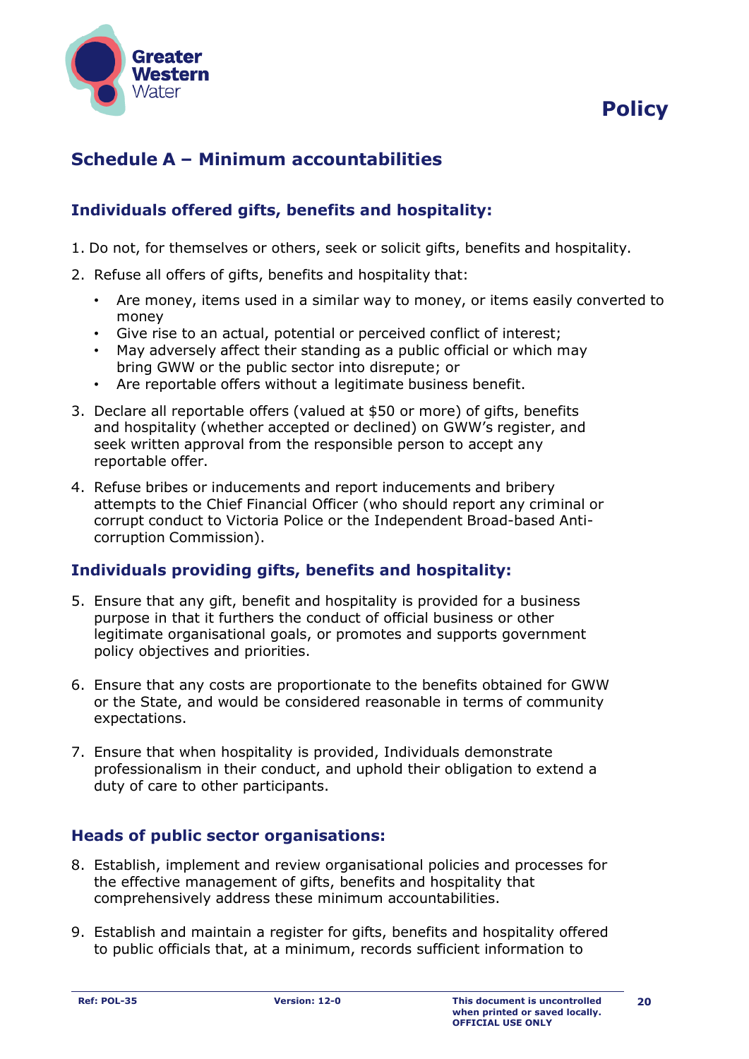## Schedule A – Minimum accountabilities

### Individuals offered gifts, benefits and hospitality:

1. Do not, for themselves or others, seek or solicit gifts, benefits and hospitality.
2. Refuse all offers of gifts, benefits and hospitality that:
    - Are money, items used in a similar way to money, or items easily converted to money
    - Give rise to an actual, potential or perceived conflict of interest;
    - May adversely affect their standing as a public official or which may bring GWW or the public sector into disrepute; or
    - Are reportable offers without a legitimate business benefit.
3. Declare all reportable offers (valued at $50 or more) of gifts, benefits and hospitality (whether accepted or declined) on GWW's register, and seek written approval from the responsible person to accept any reportable offer.
4. Refuse bribes or inducements and report inducements and bribery attempts to the Chief Financial Officer (who should report any criminal or corrupt conduct to Victoria Police or the Independent Broad-based Anti-corruption Commission).

### Individuals providing gifts, benefits and hospitality:

5. Ensure that any gift, benefit and hospitality is provided for a business purpose in that it furthers the conduct of official business or other legitimate organisational goals, or promotes and supports government policy objectives and priorities.
6. Ensure that any costs are proportionate to the benefits obtained for GWW or the State, and would be considered reasonable in terms of community expectations.
7. Ensure that when hospitality is provided, Individuals demonstrate professionalism in their conduct, and uphold their obligation to extend a duty of care to other participants.

### Heads of public sector organisations:

8. Establish, implement and review organisational policies and processes for the effective management of gifts, benefits and hospitality that comprehensively address these minimum accountabilities.
9. Establish and maintain a register for gifts, benefits and hospitality offered to public officials that, at a minimum, records sufficient information to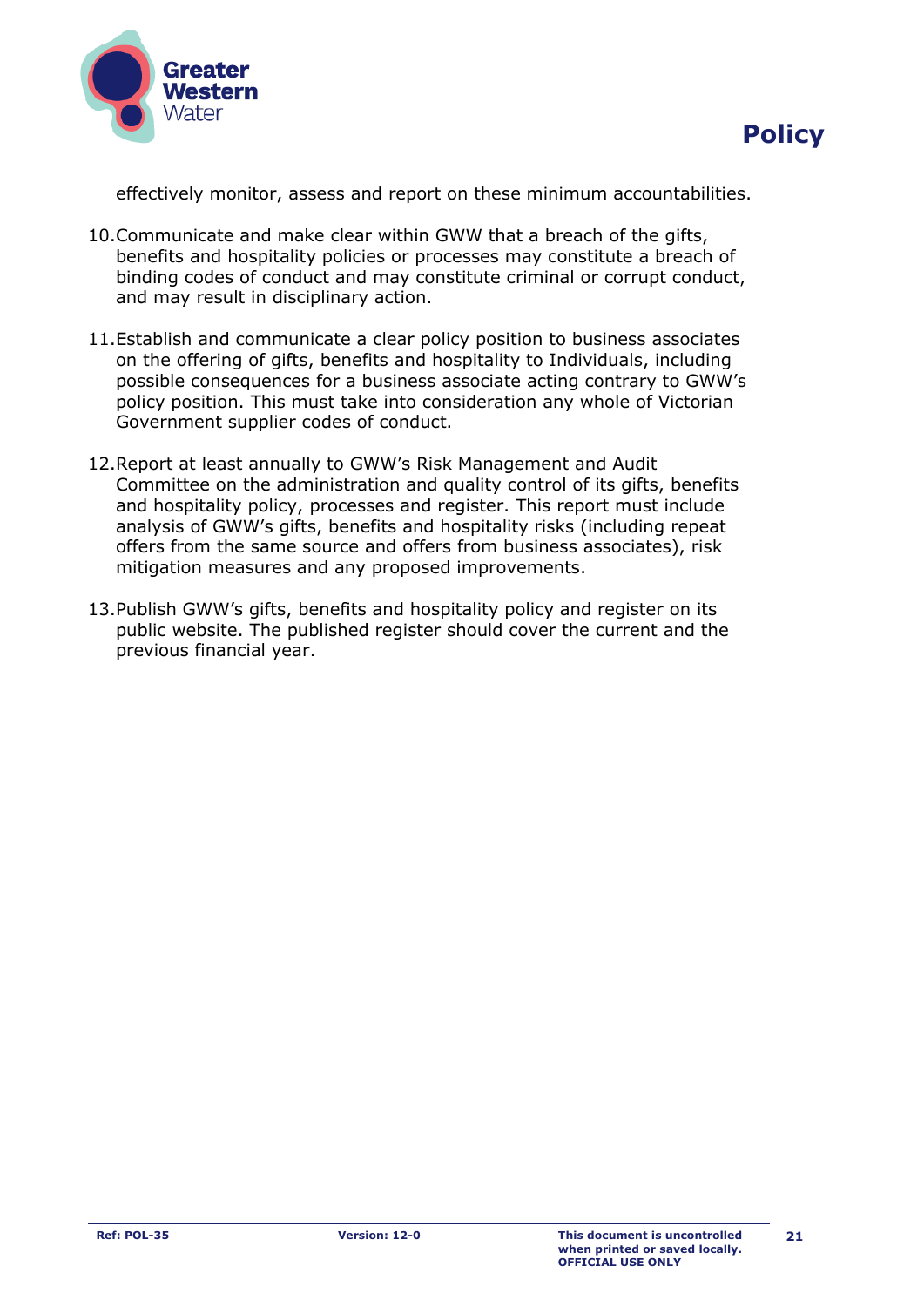effectively monitor, assess and report on these minimum accountabilities.

10. Communicate and make clear within GWW that a breach of the gifts, benefits and hospitality policies or processes may constitute a breach of binding codes of conduct and may constitute criminal or corrupt conduct, and may result in disciplinary action.

11. Establish and communicate a clear policy position to business associates on the offering of gifts, benefits and hospitality to Individuals, including possible consequences for a business associate acting contrary to GWW's policy position. This must take into consideration any whole of Victorian Government supplier codes of conduct.

12. Report at least annually to GWW's Risk Management and Audit Committee on the administration and quality control of its gifts, benefits and hospitality policy, processes and register. This report must include analysis of GWW's gifts, benefits and hospitality risks (including repeat offers from the same source and offers from business associates), risk mitigation measures and any proposed improvements.

13. Publish GWW's gifts, benefits and hospitality policy and register on its public website. The published register should cover the current and the previous financial year.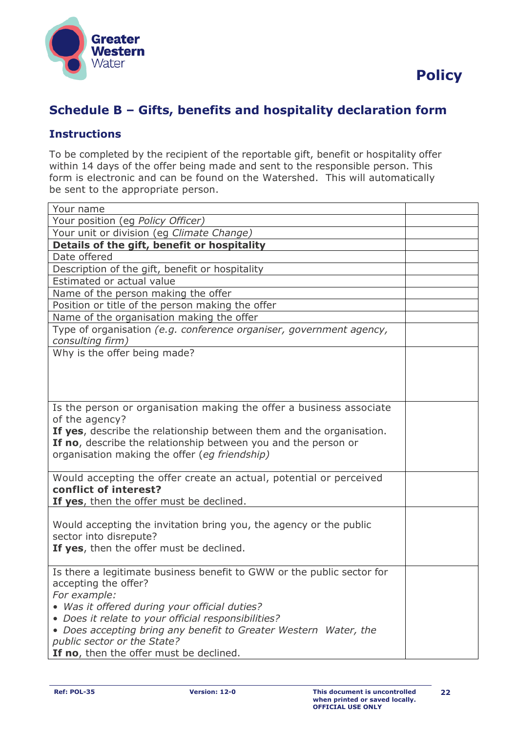**Policy**

## Schedule B – Gifts, benefits and hospitality declaration form

### Instructions

To be completed by the recipient of the reportable gift, benefit or hospitality offer within 14 days of the offer being made and sent to the responsible person. This form is electronic and can be found on the Watershed. This will automatically be sent to the appropriate person.

| | |
|---|---|
| Your name | |
| Your position (eg *Policy Officer)* | |
| Your unit or division (eg *Climate Change)* | |
| **Details of the gift, benefit or hospitality** | |
| Date offered | |
| Description of the gift, benefit or hospitality | |
| Estimated or actual value | |
| Name of the person making the offer | |
| Position or title of the person making the offer | |
| Name of the organisation making the offer | |
| Type of organisation *(e.g. conference organiser, government agency, consulting firm)* | |
| Why is the offer being made? | |
| Is the person or organisation making the offer a business associate of the agency?<br>**If yes**, describe the relationship between them and the organisation.<br>**If no**, describe the relationship between you and the person or organisation making the offer (*eg friendship)* | |
| Would accepting the offer create an actual, potential or perceived **conflict of interest?**<br>**If yes**, then the offer must be declined. | |
| Would accepting the invitation bring you, the agency or the public sector into disrepute?<br>**If yes**, then the offer must be declined. | |
| Is there a legitimate business benefit to GWW or the public sector for accepting the offer?<br>*For example:*<br>• *Was it offered during your official duties?*<br>• *Does it relate to your official responsibilities?*<br>• *Does accepting bring any benefit to Greater Western Water, the public sector or the State?*<br>**If no**, then the offer must be declined. | |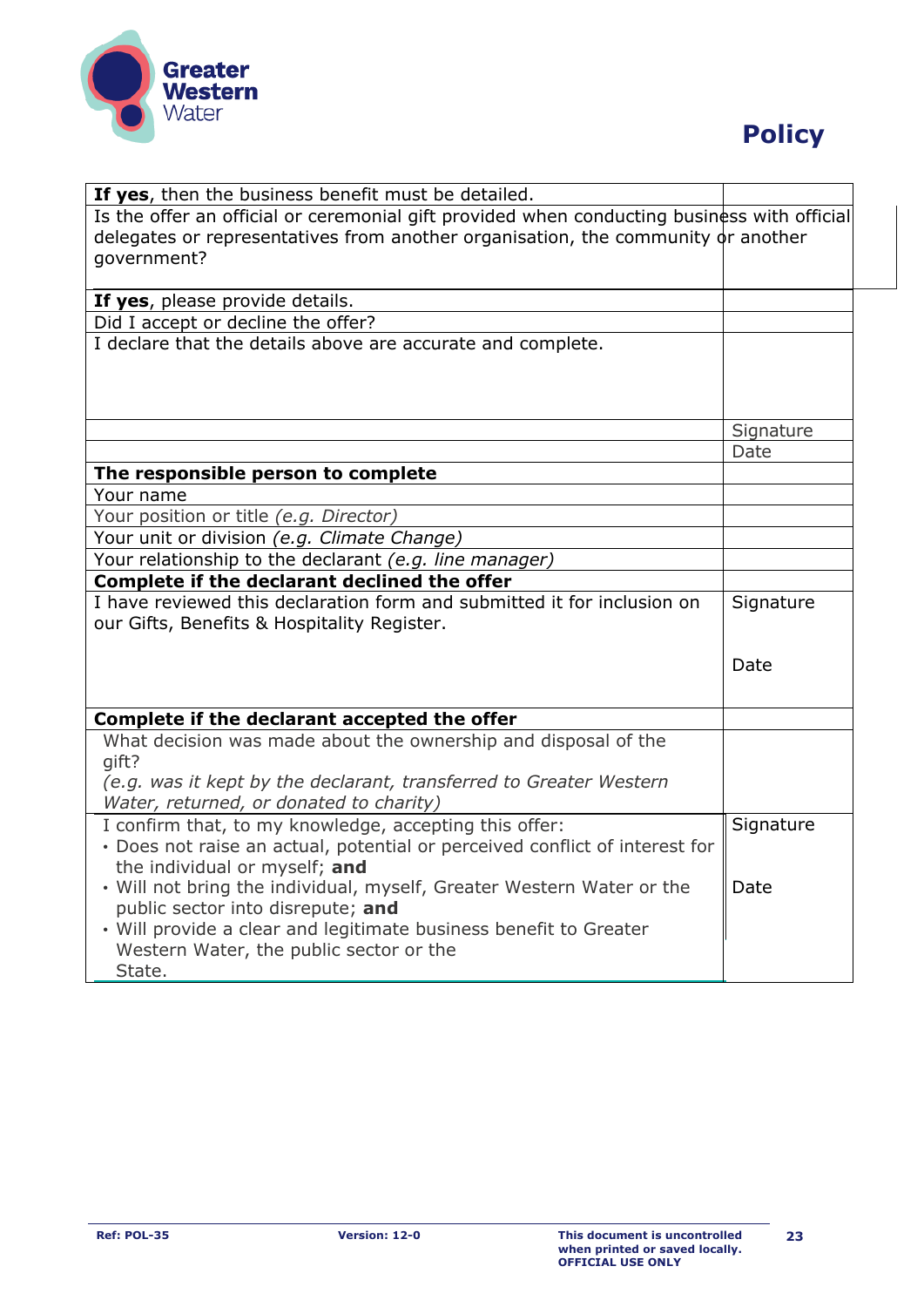| | |
|---|---|
| **If yes**, then the business benefit must be detailed. | |
| Is the offer an official or ceremonial gift provided when conducting business with official delegates or representatives from another organisation, the community or another government? | |
| **If yes**, please provide details. | |
| Did I accept or decline the offer? | |
| I declare that the details above are accurate and complete. | |
| | Signature |
| | Date |
| **The responsible person to complete** | |
| Your name | |
| Your position or title *(e.g. Director)* | |
| Your unit or division *(e.g. Climate Change)* | |
| Your relationship to the declarant *(e.g. line manager)* | |
| **Complete if the declarant declined the offer** | |
| I have reviewed this declaration form and submitted it for inclusion on our Gifts, Benefits & Hospitality Register. | Signature<br><br>Date |
| **Complete if the declarant accepted the offer** | |
| What decision was made about the ownership and disposal of the gift?<br>*(e.g. was it kept by the declarant, transferred to Greater Western Water, returned, or donated to charity)* | |
| I confirm that, to my knowledge, accepting this offer:<br>• Does not raise an actual, potential or perceived conflict of interest for the individual or myself; **and**<br>• Will not bring the individual, myself, Greater Western Water or the public sector into disrepute; **and**<br>• Will provide a clear and legitimate business benefit to Greater Western Water, the public sector or the State. | Signature<br><br>Date |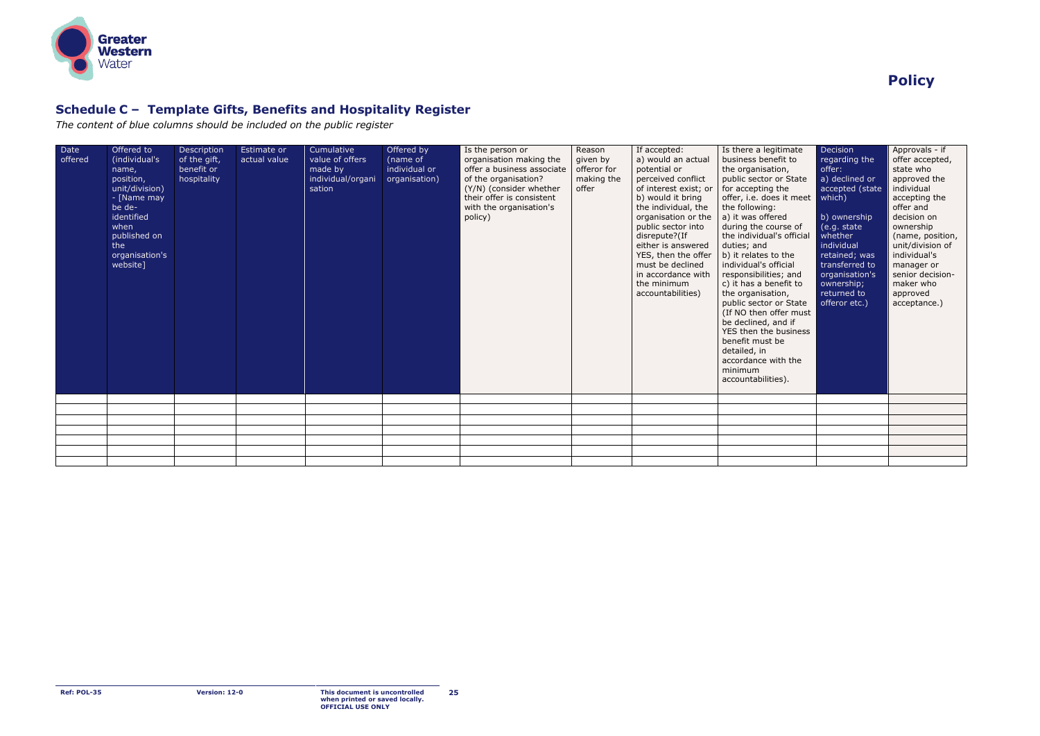## Schedule C – Template Gifts, Benefits and Hospitality Register

*The content of blue columns should be included on the public register*

| Date offered | Offered to (individual's name, position, unit/division) - [Name may be de-identified when published on the organisation's website] | Description of the gift, benefit or hospitality | Estimate or actual value | Cumulative value of offers made by individual/organisation | Offered by (name of individual or organisation) | Is the person or organisation making the offer a business associate of the organisation? (Y/N) (consider whether their offer is consistent with the organisation's policy) | Reason given by offeror for making the offer | If accepted: a) would an actual potential or perceived conflict of interest exist; or b) would it bring the individual, the organisation or the public sector into disrepute?(If either is answered YES, then the offer must be declined in accordance with the minimum accountabilities) | Is there a legitimate business benefit to the organisation, public sector or State for accepting the offer, i.e. does it meet the following: a) it was offered during the course of the individual's official duties; and b) it relates to the individual's official responsibilities; and c) it has a benefit to the organisation, public sector or State (If NO then offer must be declined, and if YES then the business benefit must be detailed, in accordance with the minimum accountabilities). | Decision regarding the offer: a) declined or accepted (state which) b) ownership (e.g. state whether individual retained; was transferred to organisation's ownership; returned to offeror etc.) | Approvals - if offer accepted, state who approved the individual accepting the offer and decision on ownership (name, position, unit/division of individual's manager or senior decision-maker who approved acceptance.) |
|---|---|---|---|---|---|---|---|---|---|---|---|
| | | | | | | | | | | | |
| | | | | | | | | | | | |
| | | | | | | | | | | | |
| | | | | | | | | | | | |
| | | | | | | | | | | | |
| | | | | | | | | | | | |
| | | | | | | | | | | | |